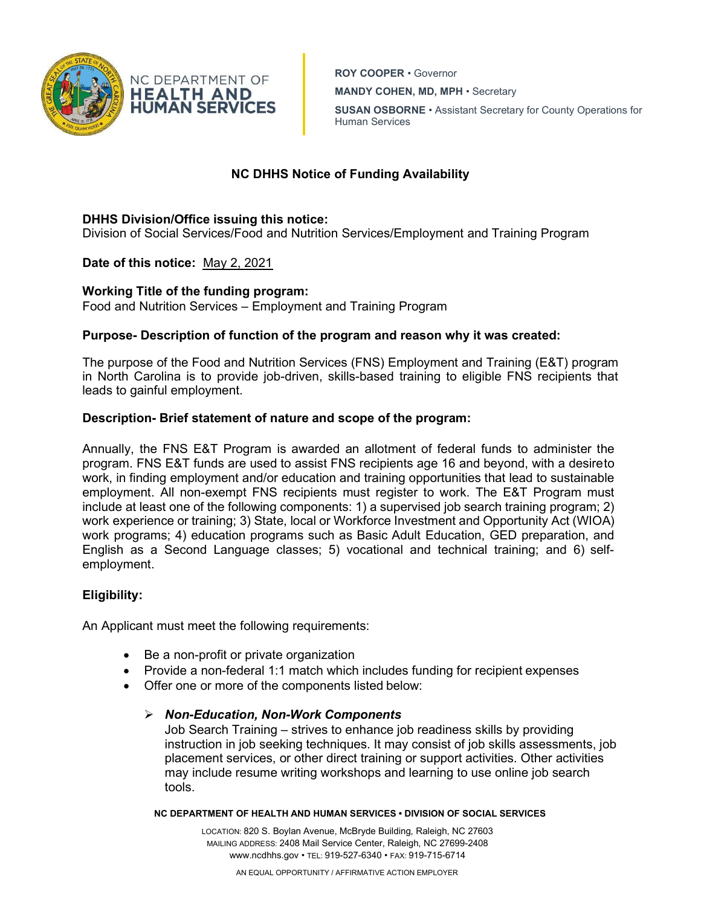NC DEPARTMENT OF **HEALTH AND HUMAN SERVICES**

**ROY COOPER** • Governor
**MANDY COHEN, MD, MPH** • Secretary
**SUSAN OSBORNE** • Assistant Secretary for County Operations for Human Services

# NC DHHS Notice of Funding Availability

**DHHS Division/Office issuing this notice:**
Division of Social Services/Food and Nutrition Services/Employment and Training Program

**Date of this notice:** May 2, 2021

**Working Title of the funding program:**
Food and Nutrition Services – Employment and Training Program

**Purpose- Description of function of the program and reason why it was created:**

The purpose of the Food and Nutrition Services (FNS) Employment and Training (E&T) program in North Carolina is to provide job-driven, skills-based training to eligible FNS recipients that leads to gainful employment.

**Description- Brief statement of nature and scope of the program:**

Annually, the FNS E&T Program is awarded an allotment of federal funds to administer the program. FNS E&T funds are used to assist FNS recipients age 16 and beyond, with a desireto work, in finding employment and/or education and training opportunities that lead to sustainable employment. All non-exempt FNS recipients must register to work. The E&T Program must include at least one of the following components: 1) a supervised job search training program; 2) work experience or training; 3) State, local or Workforce Investment and Opportunity Act (WIOA) work programs; 4) education programs such as Basic Adult Education, GED preparation, and English as a Second Language classes; 5) vocational and technical training; and 6) self-employment.

**Eligibility:**

An Applicant must meet the following requirements:

- Be a non-profit or private organization
- Provide a non-federal 1:1 match which includes funding for recipient expenses
- Offer one or more of the components listed below:
  - ***Non-Education, Non-Work Components***
    Job Search Training – strives to enhance job readiness skills by providing instruction in job seeking techniques. It may consist of job skills assessments, job placement services, or other direct training or support activities. Other activities may include resume writing workshops and learning to use online job search tools.

**NC DEPARTMENT OF HEALTH AND HUMAN SERVICES • DIVISION OF SOCIAL SERVICES**

LOCATION: 820 S. Boylan Avenue, McBryde Building, Raleigh, NC 27603
MAILING ADDRESS: 2408 Mail Service Center, Raleigh, NC 27699-2408
www.ncdhhs.gov • TEL: 919-527-6340 • FAX: 919-715-6714

AN EQUAL OPPORTUNITY / AFFIRMATIVE ACTION EMPLOYER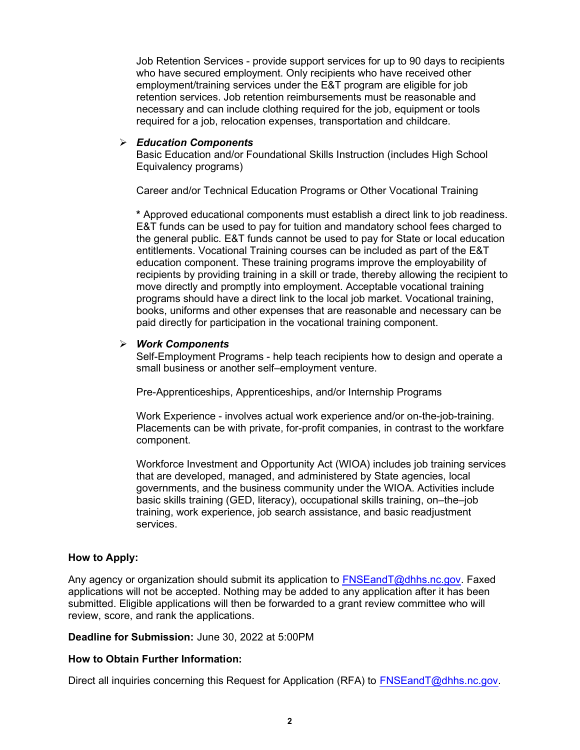Job Retention Services - provide support services for up to 90 days to recipients who have secured employment. Only recipients who have received other employment/training services under the E&T program are eligible for job retention services. Job retention reimbursements must be reasonable and necessary and can include clothing required for the job, equipment or tools required for a job, relocation expenses, transportation and childcare.

- ***Education Components***

  Basic Education and/or Foundational Skills Instruction (includes High School Equivalency programs)

  Career and/or Technical Education Programs or Other Vocational Training

  **\*** Approved educational components must establish a direct link to job readiness. E&T funds can be used to pay for tuition and mandatory school fees charged to the general public. E&T funds cannot be used to pay for State or local education entitlements. Vocational Training courses can be included as part of the E&T education component. These training programs improve the employability of recipients by providing training in a skill or trade, thereby allowing the recipient to move directly and promptly into employment. Acceptable vocational training programs should have a direct link to the local job market. Vocational training, books, uniforms and other expenses that are reasonable and necessary can be paid directly for participation in the vocational training component.

- ***Work Components***

  Self-Employment Programs - help teach recipients how to design and operate a small business or another self–employment venture.

  Pre-Apprenticeships, Apprenticeships, and/or Internship Programs

  Work Experience - involves actual work experience and/or on-the-job-training. Placements can be with private, for-profit companies, in contrast to the workfare component.

  Workforce Investment and Opportunity Act (WIOA) includes job training services that are developed, managed, and administered by State agencies, local governments, and the business community under the WIOA. Activities include basic skills training (GED, literacy), occupational skills training, on–the–job training, work experience, job search assistance, and basic readjustment services.

**How to Apply:**

Any agency or organization should submit its application to FNSEandT@dhhs.nc.gov. Faxed applications will not be accepted. Nothing may be added to any application after it has been submitted. Eligible applications will then be forwarded to a grant review committee who will review, score, and rank the applications.

**Deadline for Submission:** June 30, 2022 at 5:00PM

**How to Obtain Further Information:**

Direct all inquiries concerning this Request for Application (RFA) to FNSEandT@dhhs.nc.gov.